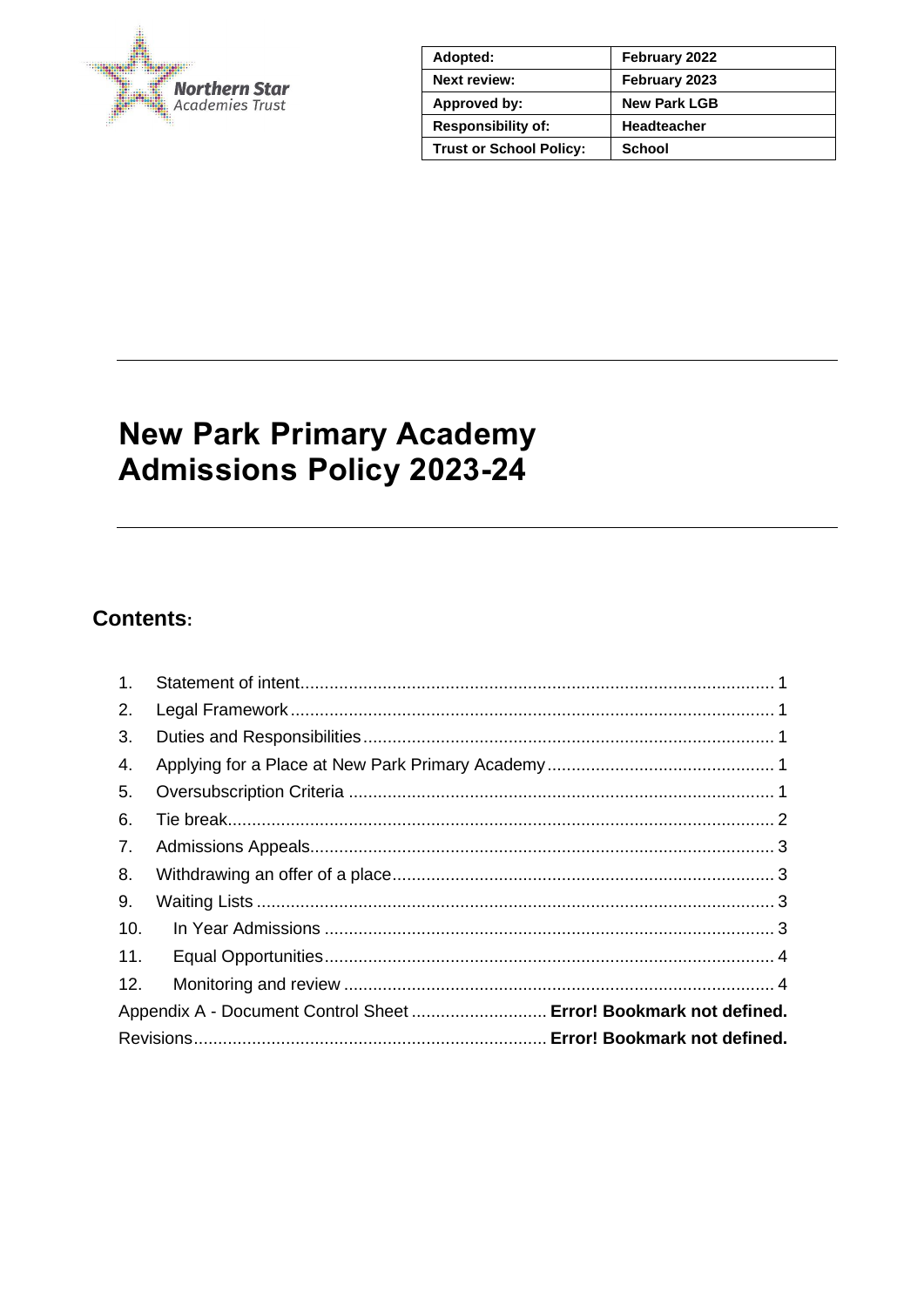Northern Star Academies Trust

| Adopted: | February 2022 |
| --- | --- |
| Next review: | February 2023 |
| Approved by: | New Park LGB |
| Responsibility of: | Headteacher |
| Trust or School Policy: | School |

# New Park Primary Academy Admissions Policy 2023-24

## Contents:

1. Statement of intent ..... 1
2. Legal Framework ..... 1
3. Duties and Responsibilities ..... 1
4. Applying for a Place at New Park Primary Academy ..... 1
5. Oversubscription Criteria ..... 1
6. Tie break ..... 2
7. Admissions Appeals ..... 3
8. Withdrawing an offer of a place ..... 3
9. Waiting Lists ..... 3
10. In Year Admissions ..... 3
11. Equal Opportunities ..... 4
12. Monitoring and review ..... 4

Appendix A - Document Control Sheet ..... **Error! Bookmark not defined.**

Revisions ..... **Error! Bookmark not defined.**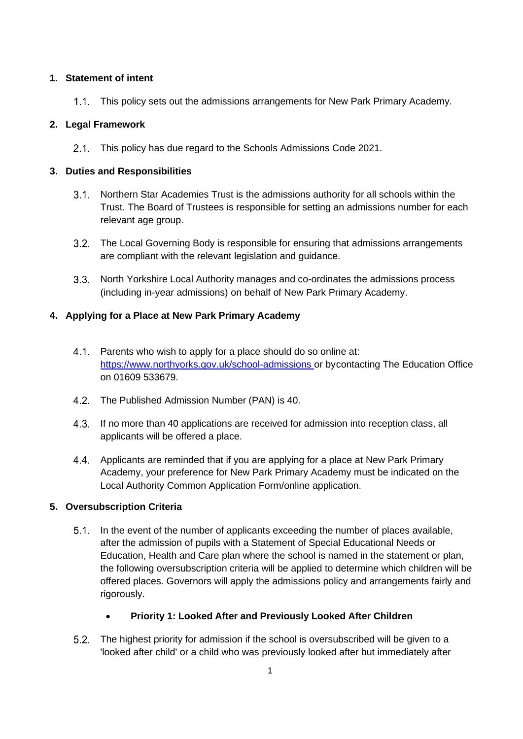## 1. Statement of intent

1.1. This policy sets out the admissions arrangements for New Park Primary Academy.

## 2. Legal Framework

2.1. This policy has due regard to the Schools Admissions Code 2021.

## 3. Duties and Responsibilities

3.1. Northern Star Academies Trust is the admissions authority for all schools within the Trust. The Board of Trustees is responsible for setting an admissions number for each relevant age group.

3.2. The Local Governing Body is responsible for ensuring that admissions arrangements are compliant with the relevant legislation and guidance.

3.3. North Yorkshire Local Authority manages and co-ordinates the admissions process (including in-year admissions) on behalf of New Park Primary Academy.

## 4. Applying for a Place at New Park Primary Academy

4.1. Parents who wish to apply for a place should do so online at: [https://www.northyorks.gov.uk/school-admissions](https://www.northyorks.gov.uk/school-admissions) or bycontacting The Education Office on 01609 533679.

4.2. The Published Admission Number (PAN) is 40.

4.3. If no more than 40 applications are received for admission into reception class, all applicants will be offered a place.

4.4. Applicants are reminded that if you are applying for a place at New Park Primary Academy, your preference for New Park Primary Academy must be indicated on the Local Authority Common Application Form/online application.

## 5. Oversubscription Criteria

5.1. In the event of the number of applicants exceeding the number of places available, after the admission of pupils with a Statement of Special Educational Needs or Education, Health and Care plan where the school is named in the statement or plan, the following oversubscription criteria will be applied to determine which children will be offered places. Governors will apply the admissions policy and arrangements fairly and rigorously.

- **Priority 1: Looked After and Previously Looked After Children**

5.2. The highest priority for admission if the school is oversubscribed will be given to a 'looked after child' or a child who was previously looked after but immediately after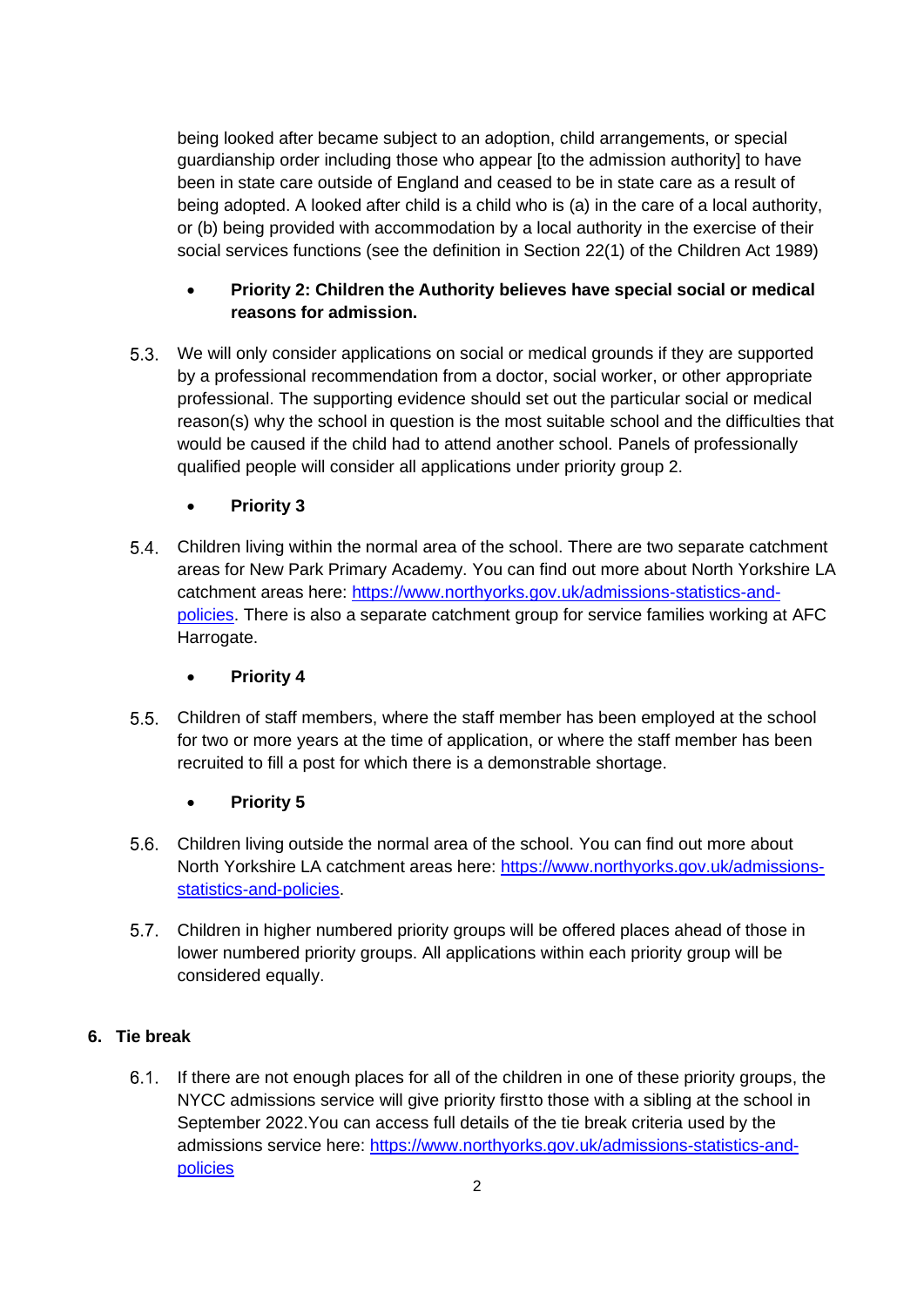being looked after became subject to an adoption, child arrangements, or special guardianship order including those who appear [to the admission authority] to have been in state care outside of England and ceased to be in state care as a result of being adopted. A looked after child is a child who is (a) in the care of a local authority, or (b) being provided with accommodation by a local authority in the exercise of their social services functions (see the definition in Section 22(1) of the Children Act 1989)

- **Priority 2: Children the Authority believes have special social or medical reasons for admission.**

5.3. We will only consider applications on social or medical grounds if they are supported by a professional recommendation from a doctor, social worker, or other appropriate professional. The supporting evidence should set out the particular social or medical reason(s) why the school in question is the most suitable school and the difficulties that would be caused if the child had to attend another school. Panels of professionally qualified people will consider all applications under priority group 2.

- **Priority 3**

5.4. Children living within the normal area of the school. There are two separate catchment areas for New Park Primary Academy. You can find out more about North Yorkshire LA catchment areas here: https://www.northyorks.gov.uk/admissions-statistics-and-policies. There is also a separate catchment group for service families working at AFC Harrogate.

- **Priority 4**

5.5. Children of staff members, where the staff member has been employed at the school for two or more years at the time of application, or where the staff member has been recruited to fill a post for which there is a demonstrable shortage.

- **Priority 5**

5.6. Children living outside the normal area of the school. You can find out more about North Yorkshire LA catchment areas here: https://www.northyorks.gov.uk/admissions-statistics-and-policies.

5.7. Children in higher numbered priority groups will be offered places ahead of those in lower numbered priority groups. All applications within each priority group will be considered equally.

## 6. Tie break

6.1. If there are not enough places for all of the children in one of these priority groups, the NYCC admissions service will give priority firstto those with a sibling at the school in September 2022.You can access full details of the tie break criteria used by the admissions service here: https://www.northyorks.gov.uk/admissions-statistics-and-policies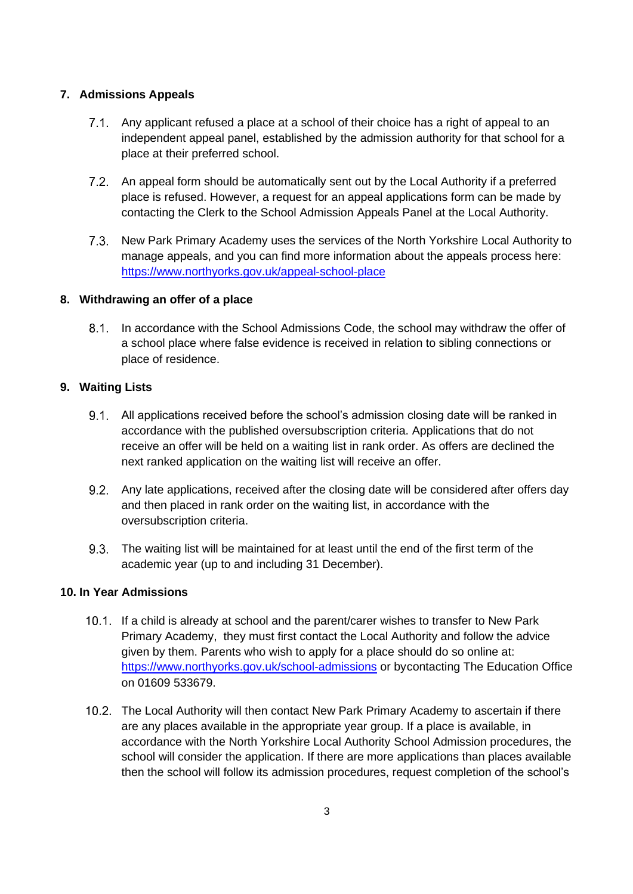## 7. Admissions Appeals

7.1. Any applicant refused a place at a school of their choice has a right of appeal to an independent appeal panel, established by the admission authority for that school for a place at their preferred school.

7.2. An appeal form should be automatically sent out by the Local Authority if a preferred place is refused. However, a request for an appeal applications form can be made by contacting the Clerk to the School Admission Appeals Panel at the Local Authority.

7.3. New Park Primary Academy uses the services of the North Yorkshire Local Authority to manage appeals, and you can find more information about the appeals process here: [https://www.northyorks.gov.uk/appeal-school-place](https://www.northyorks.gov.uk/appeal-school-place)

## 8. Withdrawing an offer of a place

8.1. In accordance with the School Admissions Code, the school may withdraw the offer of a school place where false evidence is received in relation to sibling connections or place of residence.

## 9. Waiting Lists

9.1. All applications received before the school's admission closing date will be ranked in accordance with the published oversubscription criteria. Applications that do not receive an offer will be held on a waiting list in rank order. As offers are declined the next ranked application on the waiting list will receive an offer.

9.2. Any late applications, received after the closing date will be considered after offers day and then placed in rank order on the waiting list, in accordance with the oversubscription criteria.

9.3. The waiting list will be maintained for at least until the end of the first term of the academic year (up to and including 31 December).

## 10. In Year Admissions

10.1. If a child is already at school and the parent/carer wishes to transfer to New Park Primary Academy, they must first contact the Local Authority and follow the advice given by them. Parents who wish to apply for a place should do so online at: [https://www.northyorks.gov.uk/school-admissions](https://www.northyorks.gov.uk/school-admissions) or bycontacting The Education Office on 01609 533679.

10.2. The Local Authority will then contact New Park Primary Academy to ascertain if there are any places available in the appropriate year group. If a place is available, in accordance with the North Yorkshire Local Authority School Admission procedures, the school will consider the application. If there are more applications than places available then the school will follow its admission procedures, request completion of the school's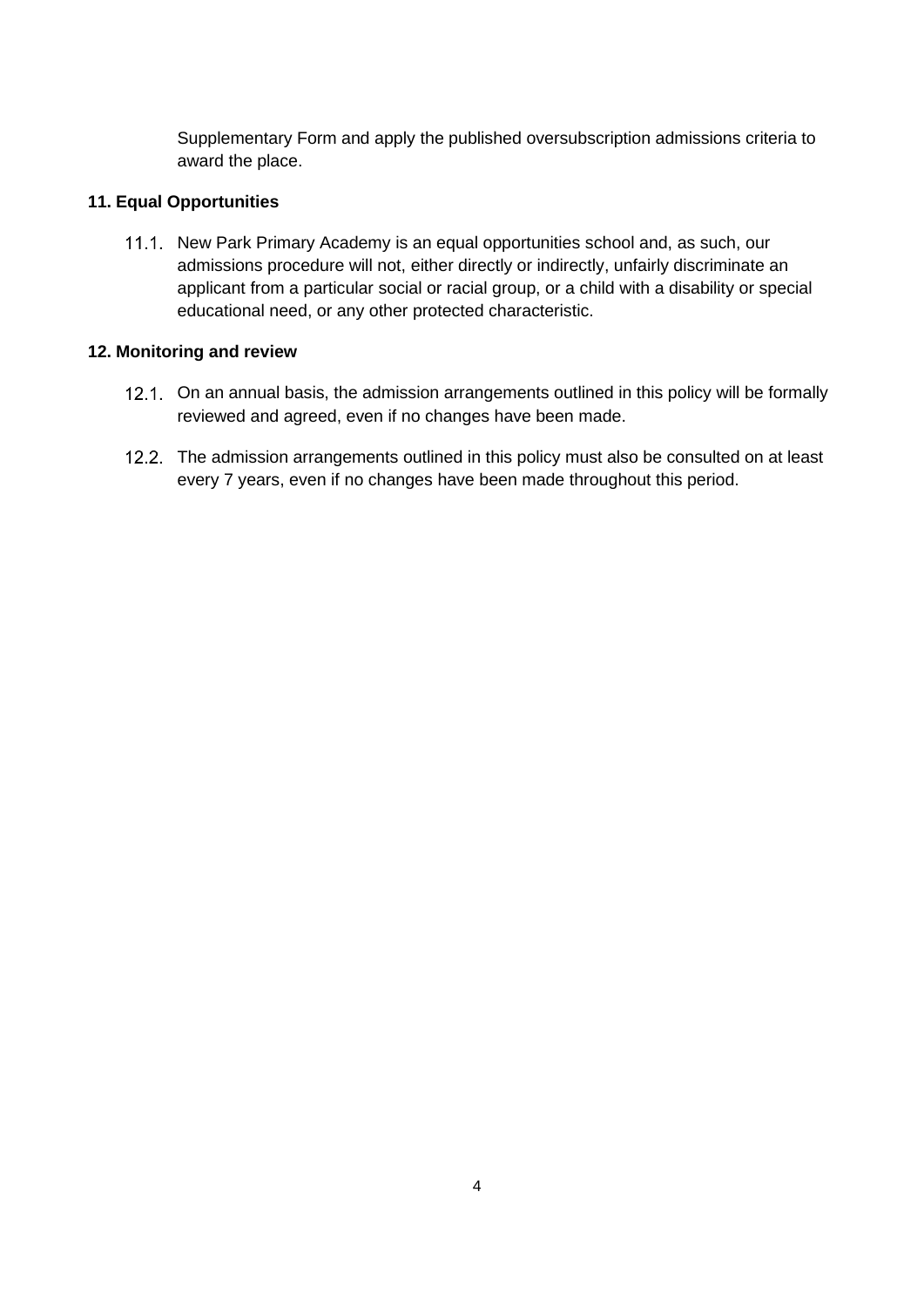Supplementary Form and apply the published oversubscription admissions criteria to award the place.

**11. Equal Opportunities**

11.1. New Park Primary Academy is an equal opportunities school and, as such, our admissions procedure will not, either directly or indirectly, unfairly discriminate an applicant from a particular social or racial group, or a child with a disability or special educational need, or any other protected characteristic.

**12. Monitoring and review**

12.1. On an annual basis, the admission arrangements outlined in this policy will be formally reviewed and agreed, even if no changes have been made.

12.2. The admission arrangements outlined in this policy must also be consulted on at least every 7 years, even if no changes have been made throughout this period.